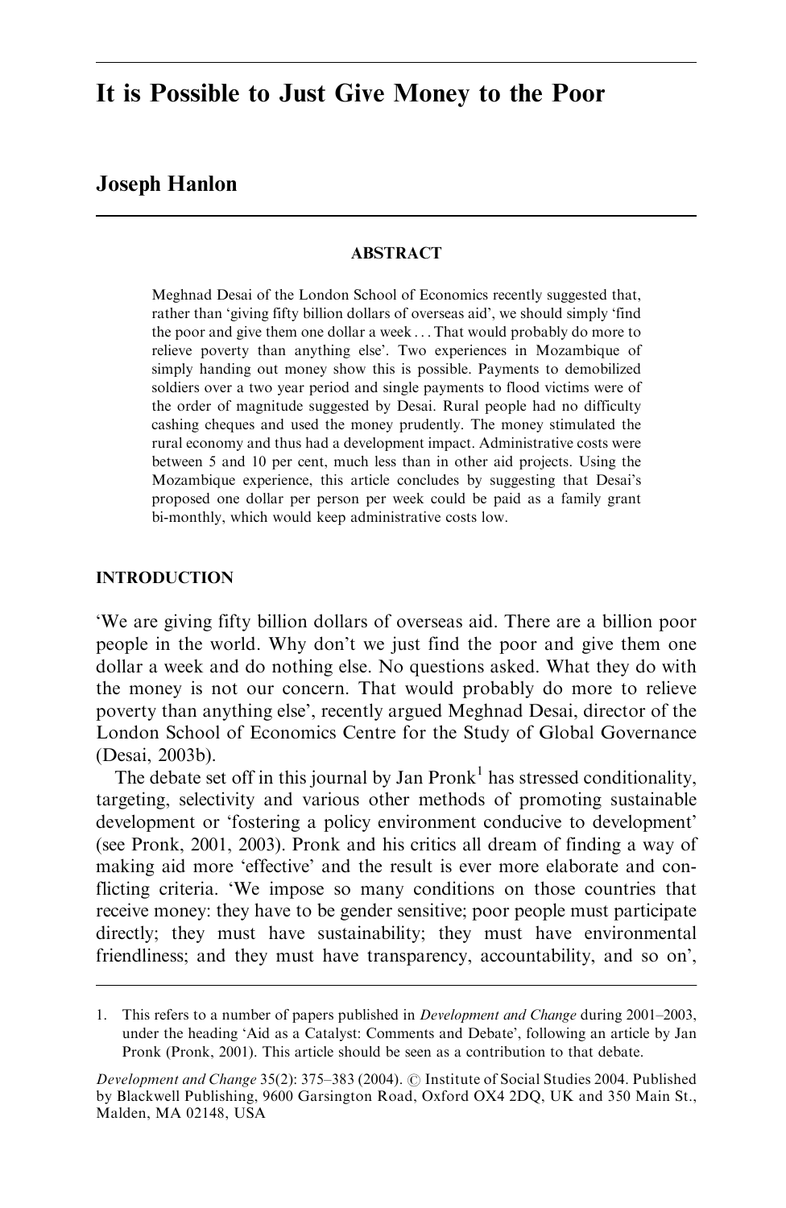# It is Possible to Just Give Money to the Poor

## Joseph Hanlon

### ABSTRACT

Meghnad Desai of the London School of Economics recently suggested that, rather than 'giving fifty billion dollars of overseas aid', we should simply 'find the poor and give them one dollar a week . . . That would probably do more to relieve poverty than anything else'. Two experiences in Mozambique of simply handing out money show this is possible. Payments to demobilized soldiers over a two year period and single payments to flood victims were of the order of magnitude suggested by Desai. Rural people had no difficulty cashing cheques and used the money prudently. The money stimulated the rural economy and thus had a development impact. Administrative costs were between 5 and 10 per cent, much less than in other aid projects. Using the Mozambique experience, this article concludes by suggesting that Desai's proposed one dollar per person per week could be paid as a family grant bi-monthly, which would keep administrative costs low.

### INTRODUCTION

'We are giving fifty billion dollars of overseas aid. There are a billion poor people in the world. Why don't we just find the poor and give them one dollar a week and do nothing else. No questions asked. What they do with the money is not our concern. That would probably do more to relieve poverty than anything else', recently argued Meghnad Desai, director of the London School of Economics Centre for the Study of Global Governance (Desai, 2003b).

The debate set off in this journal by Jan Pronk[1] has stressed conditionality, targeting, selectivity and various other methods of promoting sustainable development or 'fostering a policy environment conducive to development' (see Pronk, 2001, 2003). Pronk and his critics all dream of finding a way of making aid more 'effective' and the result is ever more elaborate and conflicting criteria. 'We impose so many conditions on those countries that receive money: they have to be gender sensitive; poor people must participate directly; they must have sustainability; they must have environmental friendliness; and they must have transparency, accountability, and so on',

1. This refers to a number of papers published in *Development and Change* during 2001–2003, under the heading 'Aid as a Catalyst: Comments and Debate', following an article by Jan Pronk (Pronk, 2001). This article should be seen as a contribution to that debate.

*Development and Change* 35(2): 375–383 (2004). © Institute of Social Studies 2004. Published by Blackwell Publishing, 9600 Garsington Road, Oxford OX4 2DQ, UK and 350 Main St., Malden, MA 02148, USA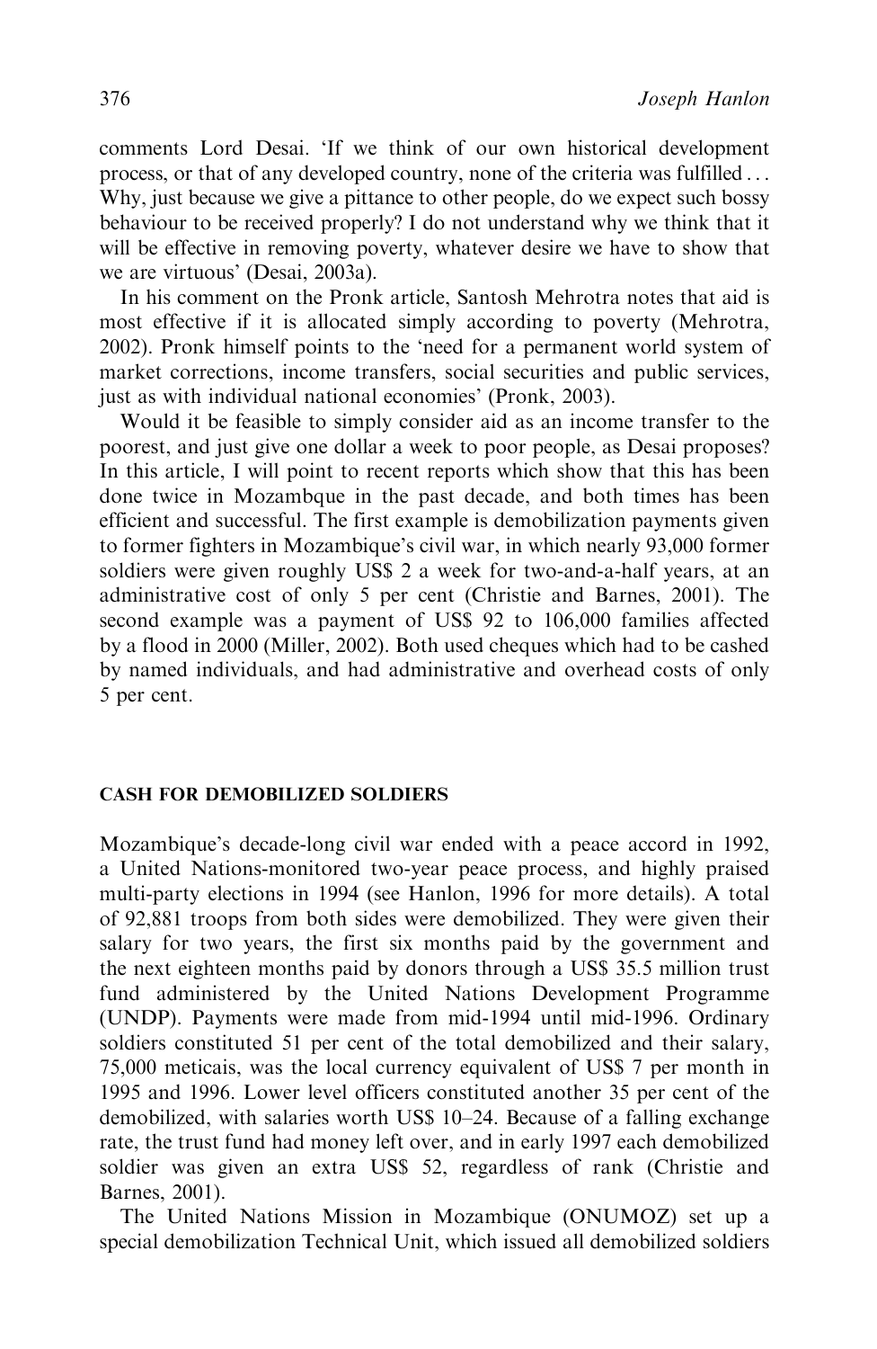comments Lord Desai. 'If we think of our own historical development process, or that of any developed country, none of the criteria was fulfilled ... Why, just because we give a pittance to other people, do we expect such bossy behaviour to be received properly? I do not understand why we think that it will be effective in removing poverty, whatever desire we have to show that we are virtuous' (Desai, 2003a).

In his comment on the Pronk article, Santosh Mehrotra notes that aid is most effective if it is allocated simply according to poverty (Mehrotra, 2002). Pronk himself points to the 'need for a permanent world system of market corrections, income transfers, social securities and public services, just as with individual national economies' (Pronk, 2003).

Would it be feasible to simply consider aid as an income transfer to the poorest, and just give one dollar a week to poor people, as Desai proposes? In this article, I will point to recent reports which show that this has been done twice in Mozambque in the past decade, and both times has been efficient and successful. The first example is demobilization payments given to former fighters in Mozambique's civil war, in which nearly 93,000 former soldiers were given roughly US$ 2 a week for two-and-a-half years, at an administrative cost of only 5 per cent (Christie and Barnes, 2001). The second example was a payment of US$ 92 to 106,000 families affected by a flood in 2000 (Miller, 2002). Both used cheques which had to be cashed by named individuals, and had administrative and overhead costs of only 5 per cent.

## CASH FOR DEMOBILIZED SOLDIERS

Mozambique's decade-long civil war ended with a peace accord in 1992, a United Nations-monitored two-year peace process, and highly praised multi-party elections in 1994 (see Hanlon, 1996 for more details). A total of 92,881 troops from both sides were demobilized. They were given their salary for two years, the first six months paid by the government and the next eighteen months paid by donors through a US$ 35.5 million trust fund administered by the United Nations Development Programme (UNDP). Payments were made from mid-1994 until mid-1996. Ordinary soldiers constituted 51 per cent of the total demobilized and their salary, 75,000 meticais, was the local currency equivalent of US$ 7 per month in 1995 and 1996. Lower level officers constituted another 35 per cent of the demobilized, with salaries worth US$ 10–24. Because of a falling exchange rate, the trust fund had money left over, and in early 1997 each demobilized soldier was given an extra US$ 52, regardless of rank (Christie and Barnes, 2001).

The United Nations Mission in Mozambique (ONUMOZ) set up a special demobilization Technical Unit, which issued all demobilized soldiers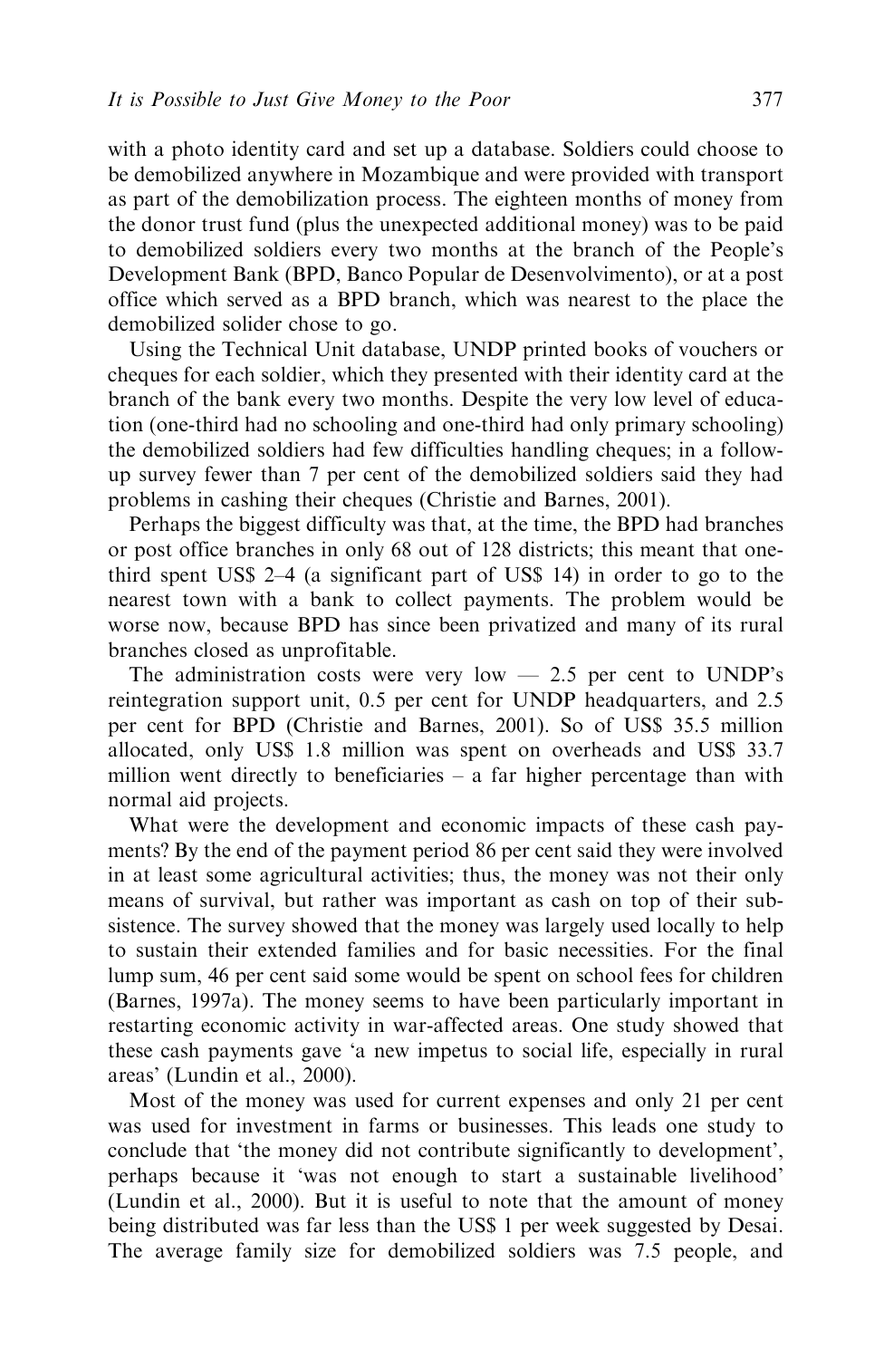with a photo identity card and set up a database. Soldiers could choose to be demobilized anywhere in Mozambique and were provided with transport as part of the demobilization process. The eighteen months of money from the donor trust fund (plus the unexpected additional money) was to be paid to demobilized soldiers every two months at the branch of the People's Development Bank (BPD, Banco Popular de Desenvolvimento), or at a post office which served as a BPD branch, which was nearest to the place the demobilized solider chose to go.

Using the Technical Unit database, UNDP printed books of vouchers or cheques for each soldier, which they presented with their identity card at the branch of the bank every two months. Despite the very low level of education (one-third had no schooling and one-third had only primary schooling) the demobilized soldiers had few difficulties handling cheques; in a follow-up survey fewer than 7 per cent of the demobilized soldiers said they had problems in cashing their cheques (Christie and Barnes, 2001).

Perhaps the biggest difficulty was that, at the time, the BPD had branches or post office branches in only 68 out of 128 districts; this meant that one-third spent US$ 2–4 (a significant part of US$ 14) in order to go to the nearest town with a bank to collect payments. The problem would be worse now, because BPD has since been privatized and many of its rural branches closed as unprofitable.

The administration costs were very low — 2.5 per cent to UNDP's reintegration support unit, 0.5 per cent for UNDP headquarters, and 2.5 per cent for BPD (Christie and Barnes, 2001). So of US$ 35.5 million allocated, only US$ 1.8 million was spent on overheads and US$ 33.7 million went directly to beneficiaries – a far higher percentage than with normal aid projects.

What were the development and economic impacts of these cash payments? By the end of the payment period 86 per cent said they were involved in at least some agricultural activities; thus, the money was not their only means of survival, but rather was important as cash on top of their subsistence. The survey showed that the money was largely used locally to help to sustain their extended families and for basic necessities. For the final lump sum, 46 per cent said some would be spent on school fees for children (Barnes, 1997a). The money seems to have been particularly important in restarting economic activity in war-affected areas. One study showed that these cash payments gave 'a new impetus to social life, especially in rural areas' (Lundin et al., 2000).

Most of the money was used for current expenses and only 21 per cent was used for investment in farms or businesses. This leads one study to conclude that 'the money did not contribute significantly to development', perhaps because it 'was not enough to start a sustainable livelihood' (Lundin et al., 2000). But it is useful to note that the amount of money being distributed was far less than the US$ 1 per week suggested by Desai. The average family size for demobilized soldiers was 7.5 people, and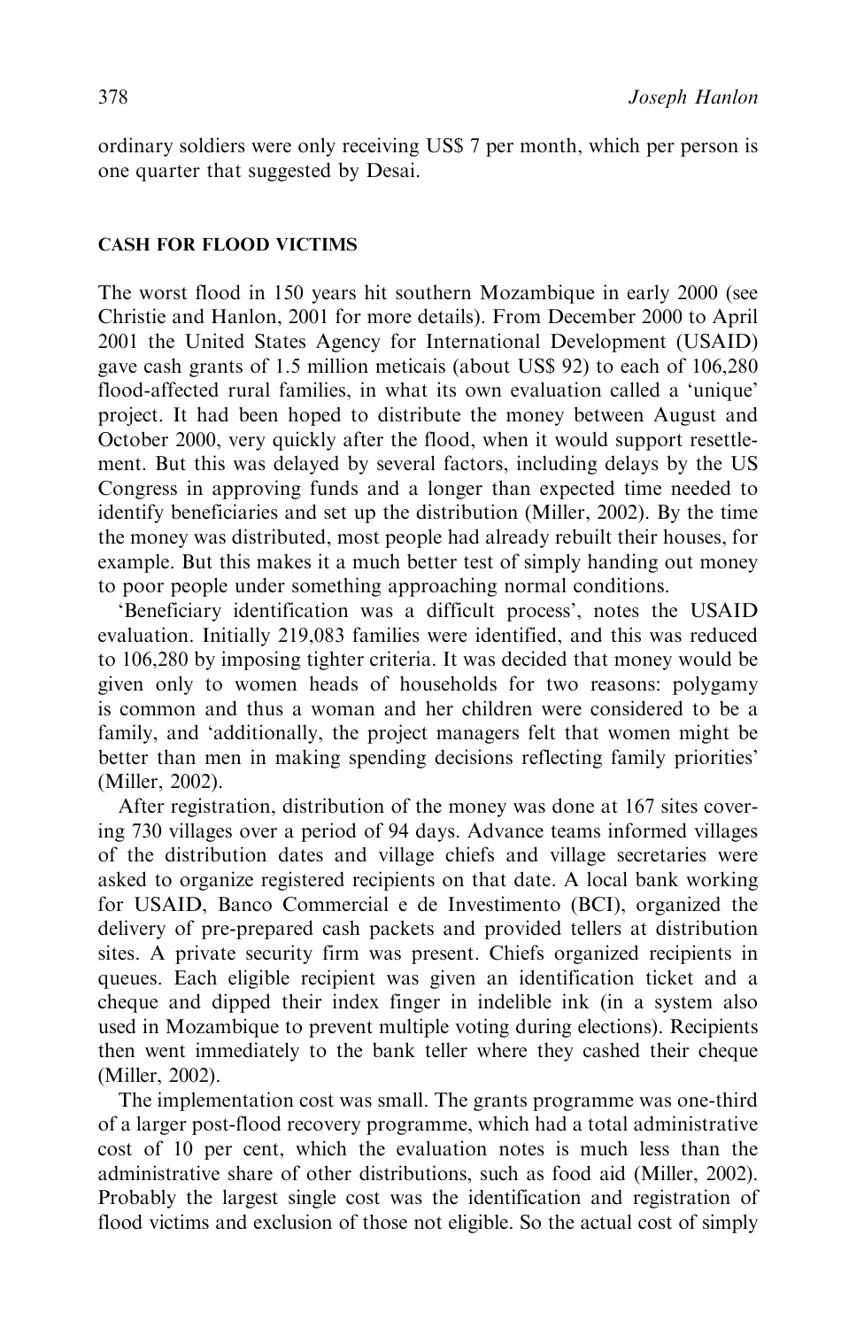ordinary soldiers were only receiving US$ 7 per month, which per person is one quarter that suggested by Desai.

## CASH FOR FLOOD VICTIMS

The worst flood in 150 years hit southern Mozambique in early 2000 (see Christie and Hanlon, 2001 for more details). From December 2000 to April 2001 the United States Agency for International Development (USAID) gave cash grants of 1.5 million meticais (about US$ 92) to each of 106,280 flood-affected rural families, in what its own evaluation called a 'unique' project. It had been hoped to distribute the money between August and October 2000, very quickly after the flood, when it would support resettlement. But this was delayed by several factors, including delays by the US Congress in approving funds and a longer than expected time needed to identify beneficiaries and set up the distribution (Miller, 2002). By the time the money was distributed, most people had already rebuilt their houses, for example. But this makes it a much better test of simply handing out money to poor people under something approaching normal conditions.

'Beneficiary identification was a difficult process', notes the USAID evaluation. Initially 219,083 families were identified, and this was reduced to 106,280 by imposing tighter criteria. It was decided that money would be given only to women heads of households for two reasons: polygamy is common and thus a woman and her children were considered to be a family, and 'additionally, the project managers felt that women might be better than men in making spending decisions reflecting family priorities' (Miller, 2002).

After registration, distribution of the money was done at 167 sites covering 730 villages over a period of 94 days. Advance teams informed villages of the distribution dates and village chiefs and village secretaries were asked to organize registered recipients on that date. A local bank working for USAID, Banco Commercial e de Investimento (BCI), organized the delivery of pre-prepared cash packets and provided tellers at distribution sites. A private security firm was present. Chiefs organized recipients in queues. Each eligible recipient was given an identification ticket and a cheque and dipped their index finger in indelible ink (in a system also used in Mozambique to prevent multiple voting during elections). Recipients then went immediately to the bank teller where they cashed their cheque (Miller, 2002).

The implementation cost was small. The grants programme was one-third of a larger post-flood recovery programme, which had a total administrative cost of 10 per cent, which the evaluation notes is much less than the administrative share of other distributions, such as food aid (Miller, 2002). Probably the largest single cost was the identification and registration of flood victims and exclusion of those not eligible. So the actual cost of simply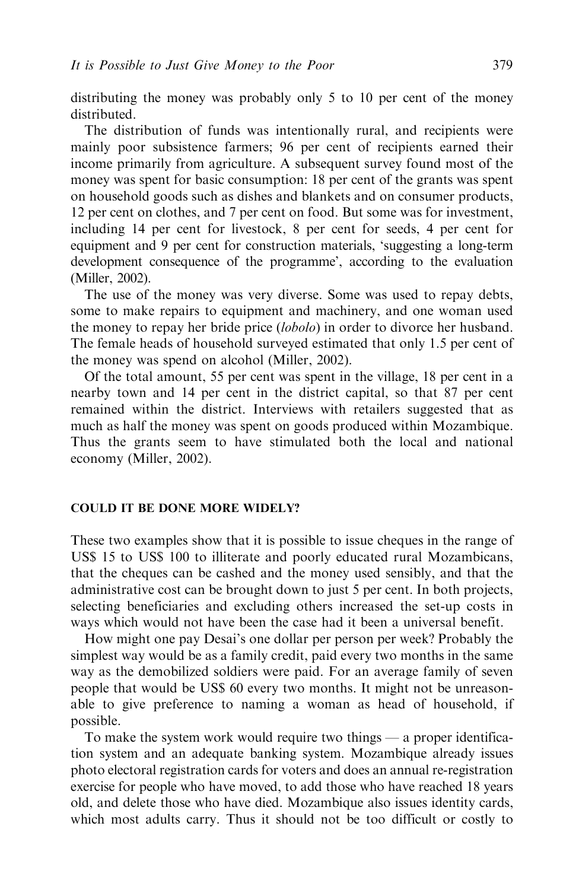distributing the money was probably only 5 to 10 per cent of the money distributed.

The distribution of funds was intentionally rural, and recipients were mainly poor subsistence farmers; 96 per cent of recipients earned their income primarily from agriculture. A subsequent survey found most of the money was spent for basic consumption: 18 per cent of the grants was spent on household goods such as dishes and blankets and on consumer products, 12 per cent on clothes, and 7 per cent on food. But some was for investment, including 14 per cent for livestock, 8 per cent for seeds, 4 per cent for equipment and 9 per cent for construction materials, 'suggesting a long-term development consequence of the programme', according to the evaluation (Miller, 2002).

The use of the money was very diverse. Some was used to repay debts, some to make repairs to equipment and machinery, and one woman used the money to repay her bride price (*lobolo*) in order to divorce her husband. The female heads of household surveyed estimated that only 1.5 per cent of the money was spend on alcohol (Miller, 2002).

Of the total amount, 55 per cent was spent in the village, 18 per cent in a nearby town and 14 per cent in the district capital, so that 87 per cent remained within the district. Interviews with retailers suggested that as much as half the money was spent on goods produced within Mozambique. Thus the grants seem to have stimulated both the local and national economy (Miller, 2002).

## COULD IT BE DONE MORE WIDELY?

These two examples show that it is possible to issue cheques in the range of US$ 15 to US$ 100 to illiterate and poorly educated rural Mozambicans, that the cheques can be cashed and the money used sensibly, and that the administrative cost can be brought down to just 5 per cent. In both projects, selecting beneficiaries and excluding others increased the set-up costs in ways which would not have been the case had it been a universal benefit.

How might one pay Desai's one dollar per person per week? Probably the simplest way would be as a family credit, paid every two months in the same way as the demobilized soldiers were paid. For an average family of seven people that would be US$ 60 every two months. It might not be unreasonable to give preference to naming a woman as head of household, if possible.

To make the system work would require two things — a proper identification system and an adequate banking system. Mozambique already issues photo electoral registration cards for voters and does an annual re-registration exercise for people who have moved, to add those who have reached 18 years old, and delete those who have died. Mozambique also issues identity cards, which most adults carry. Thus it should not be too difficult or costly to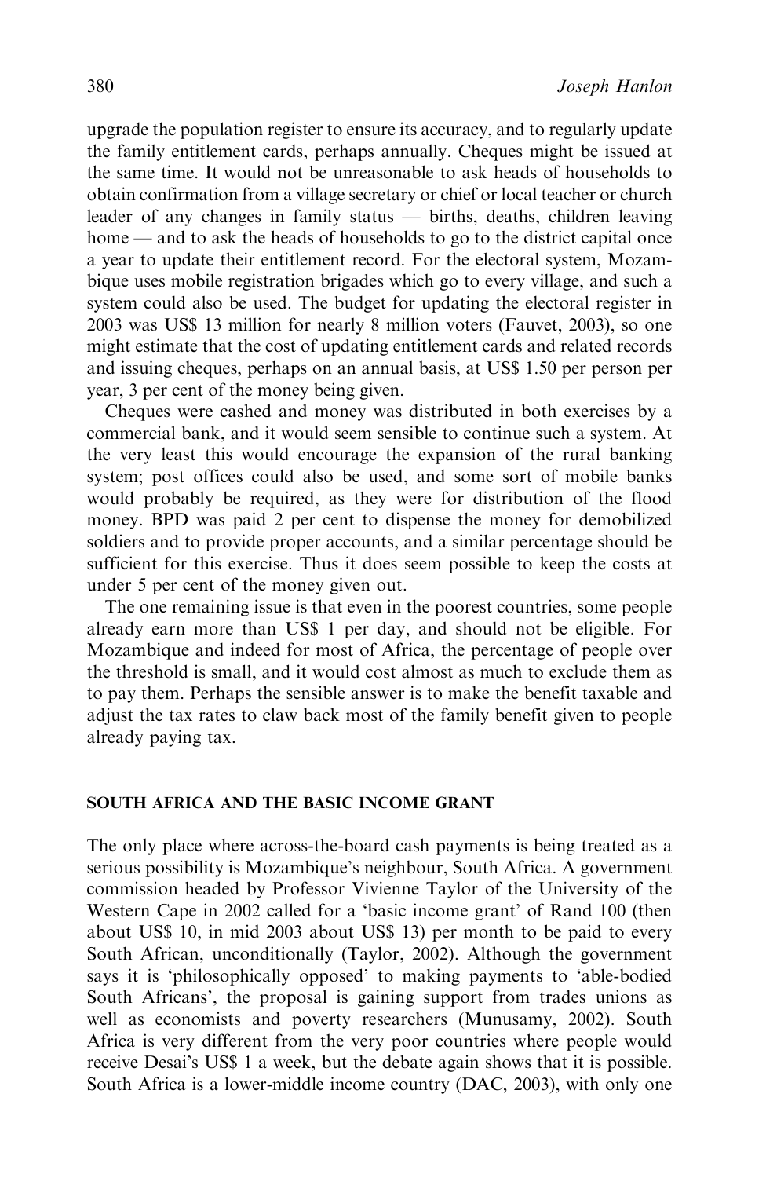upgrade the population register to ensure its accuracy, and to regularly update the family entitlement cards, perhaps annually. Cheques might be issued at the same time. It would not be unreasonable to ask heads of households to obtain confirmation from a village secretary or chief or local teacher or church leader of any changes in family status — births, deaths, children leaving home — and to ask the heads of households to go to the district capital once a year to update their entitlement record. For the electoral system, Mozambique uses mobile registration brigades which go to every village, and such a system could also be used. The budget for updating the electoral register in 2003 was US$ 13 million for nearly 8 million voters (Fauvet, 2003), so one might estimate that the cost of updating entitlement cards and related records and issuing cheques, perhaps on an annual basis, at US$ 1.50 per person per year, 3 per cent of the money being given.

Cheques were cashed and money was distributed in both exercises by a commercial bank, and it would seem sensible to continue such a system. At the very least this would encourage the expansion of the rural banking system; post offices could also be used, and some sort of mobile banks would probably be required, as they were for distribution of the flood money. BPD was paid 2 per cent to dispense the money for demobilized soldiers and to provide proper accounts, and a similar percentage should be sufficient for this exercise. Thus it does seem possible to keep the costs at under 5 per cent of the money given out.

The one remaining issue is that even in the poorest countries, some people already earn more than US$ 1 per day, and should not be eligible. For Mozambique and indeed for most of Africa, the percentage of people over the threshold is small, and it would cost almost as much to exclude them as to pay them. Perhaps the sensible answer is to make the benefit taxable and adjust the tax rates to claw back most of the family benefit given to people already paying tax.

## SOUTH AFRICA AND THE BASIC INCOME GRANT

The only place where across-the-board cash payments is being treated as a serious possibility is Mozambique's neighbour, South Africa. A government commission headed by Professor Vivienne Taylor of the University of the Western Cape in 2002 called for a 'basic income grant' of Rand 100 (then about US$ 10, in mid 2003 about US$ 13) per month to be paid to every South African, unconditionally (Taylor, 2002). Although the government says it is 'philosophically opposed' to making payments to 'able-bodied South Africans', the proposal is gaining support from trades unions as well as economists and poverty researchers (Munusamy, 2002). South Africa is very different from the very poor countries where people would receive Desai's US$ 1 a week, but the debate again shows that it is possible. South Africa is a lower-middle income country (DAC, 2003), with only one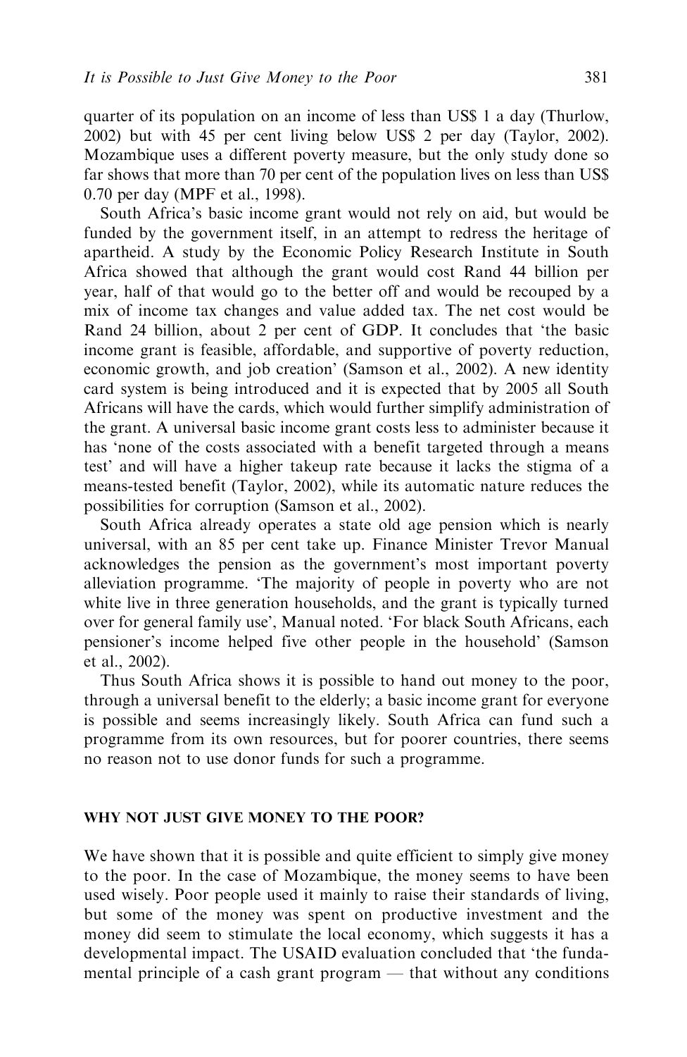quarter of its population on an income of less than US$ 1 a day (Thurlow, 2002) but with 45 per cent living below US$ 2 per day (Taylor, 2002). Mozambique uses a different poverty measure, but the only study done so far shows that more than 70 per cent of the population lives on less than US$ 0.70 per day (MPF et al., 1998).

South Africa's basic income grant would not rely on aid, but would be funded by the government itself, in an attempt to redress the heritage of apartheid. A study by the Economic Policy Research Institute in South Africa showed that although the grant would cost Rand 44 billion per year, half of that would go to the better off and would be recouped by a mix of income tax changes and value added tax. The net cost would be Rand 24 billion, about 2 per cent of GDP. It concludes that 'the basic income grant is feasible, affordable, and supportive of poverty reduction, economic growth, and job creation' (Samson et al., 2002). A new identity card system is being introduced and it is expected that by 2005 all South Africans will have the cards, which would further simplify administration of the grant. A universal basic income grant costs less to administer because it has 'none of the costs associated with a benefit targeted through a means test' and will have a higher takeup rate because it lacks the stigma of a means-tested benefit (Taylor, 2002), while its automatic nature reduces the possibilities for corruption (Samson et al., 2002).

South Africa already operates a state old age pension which is nearly universal, with an 85 per cent take up. Finance Minister Trevor Manual acknowledges the pension as the government's most important poverty alleviation programme. 'The majority of people in poverty who are not white live in three generation households, and the grant is typically turned over for general family use', Manual noted. 'For black South Africans, each pensioner's income helped five other people in the household' (Samson et al., 2002).

Thus South Africa shows it is possible to hand out money to the poor, through a universal benefit to the elderly; a basic income grant for everyone is possible and seems increasingly likely. South Africa can fund such a programme from its own resources, but for poorer countries, there seems no reason not to use donor funds for such a programme.

## WHY NOT JUST GIVE MONEY TO THE POOR?

We have shown that it is possible and quite efficient to simply give money to the poor. In the case of Mozambique, the money seems to have been used wisely. Poor people used it mainly to raise their standards of living, but some of the money was spent on productive investment and the money did seem to stimulate the local economy, which suggests it has a developmental impact. The USAID evaluation concluded that 'the fundamental principle of a cash grant program — that without any conditions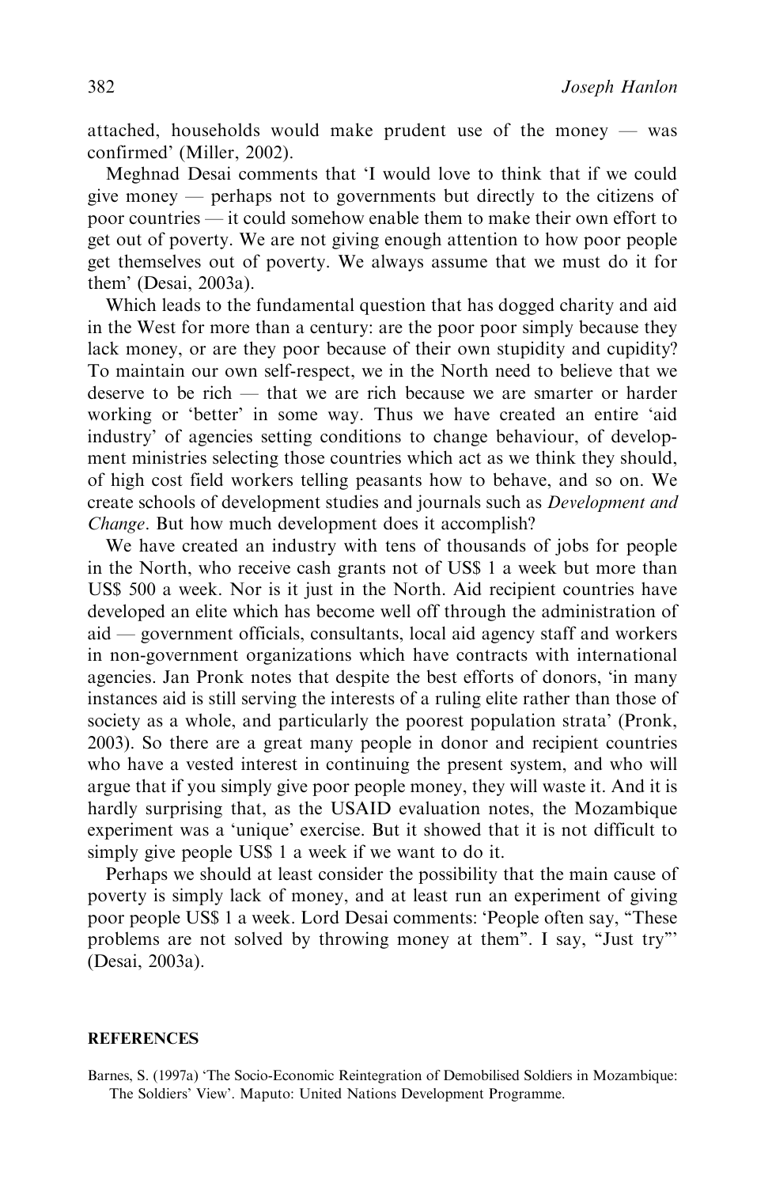attached, households would make prudent use of the money — was confirmed' (Miller, 2002).

Meghnad Desai comments that 'I would love to think that if we could give money — perhaps not to governments but directly to the citizens of poor countries — it could somehow enable them to make their own effort to get out of poverty. We are not giving enough attention to how poor people get themselves out of poverty. We always assume that we must do it for them' (Desai, 2003a).

Which leads to the fundamental question that has dogged charity and aid in the West for more than a century: are the poor poor simply because they lack money, or are they poor because of their own stupidity and cupidity? To maintain our own self-respect, we in the North need to believe that we deserve to be rich — that we are rich because we are smarter or harder working or 'better' in some way. Thus we have created an entire 'aid industry' of agencies setting conditions to change behaviour, of development ministries selecting those countries which act as we think they should, of high cost field workers telling peasants how to behave, and so on. We create schools of development studies and journals such as *Development and Change*. But how much development does it accomplish?

We have created an industry with tens of thousands of jobs for people in the North, who receive cash grants not of US$ 1 a week but more than US$ 500 a week. Nor is it just in the North. Aid recipient countries have developed an elite which has become well off through the administration of aid — government officials, consultants, local aid agency staff and workers in non-government organizations which have contracts with international agencies. Jan Pronk notes that despite the best efforts of donors, 'in many instances aid is still serving the interests of a ruling elite rather than those of society as a whole, and particularly the poorest population strata' (Pronk, 2003). So there are a great many people in donor and recipient countries who have a vested interest in continuing the present system, and who will argue that if you simply give poor people money, they will waste it. And it is hardly surprising that, as the USAID evaluation notes, the Mozambique experiment was a 'unique' exercise. But it showed that it is not difficult to simply give people US$ 1 a week if we want to do it.

Perhaps we should at least consider the possibility that the main cause of poverty is simply lack of money, and at least run an experiment of giving poor people US$ 1 a week. Lord Desai comments: 'People often say, "These problems are not solved by throwing money at them". I say, "Just try"' (Desai, 2003a).

## REFERENCES

Barnes, S. (1997a) 'The Socio-Economic Reintegration of Demobilised Soldiers in Mozambique: The Soldiers' View'. Maputo: United Nations Development Programme.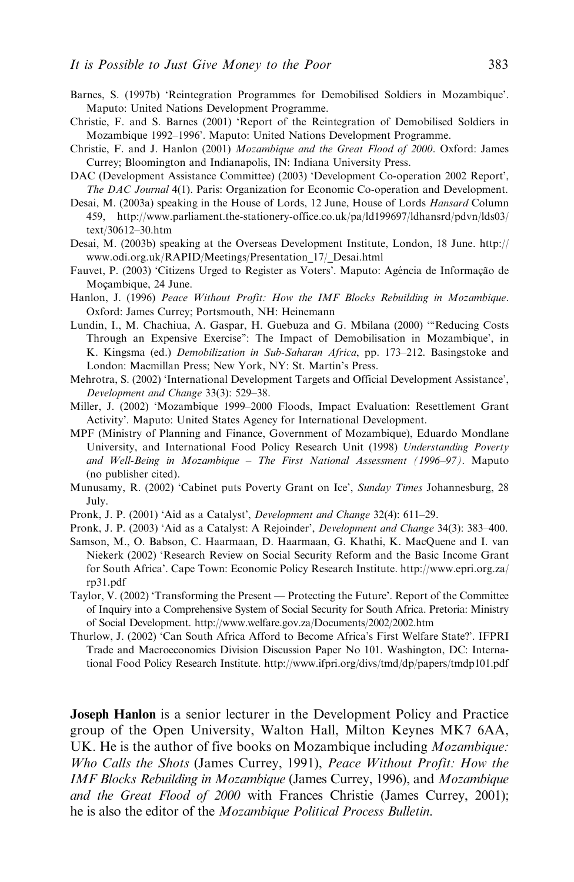Barnes, S. (1997b) 'Reintegration Programmes for Demobilised Soldiers in Mozambique'. Maputo: United Nations Development Programme.

Christie, F. and S. Barnes (2001) 'Report of the Reintegration of Demobilised Soldiers in Mozambique 1992–1996'. Maputo: United Nations Development Programme.

Christie, F. and J. Hanlon (2001) *Mozambique and the Great Flood of 2000*. Oxford: James Currey; Bloomington and Indianapolis, IN: Indiana University Press.

DAC (Development Assistance Committee) (2003) 'Development Co-operation 2002 Report', *The DAC Journal* 4(1). Paris: Organization for Economic Co-operation and Development.

Desai, M. (2003a) speaking in the House of Lords, 12 June, House of Lords *Hansard* Column 459, http://www.parliament.the-stationery-office.co.uk/pa/ld199697/ldhansrd/pdvn/lds03/text/30612–30.htm

Desai, M. (2003b) speaking at the Overseas Development Institute, London, 18 June. http://www.odi.org.uk/RAPID/Meetings/Presentation_17/_Desai.html

Fauvet, P. (2003) 'Citizens Urged to Register as Voters'. Maputo: Agência de Informação de Moçambique, 24 June.

Hanlon, J. (1996) *Peace Without Profit: How the IMF Blocks Rebuilding in Mozambique*. Oxford: James Currey; Portsmouth, NH: Heinemann

Lundin, I., M. Chachiua, A. Gaspar, H. Guebuza and G. Mbilana (2000) '"Reducing Costs Through an Expensive Exercise": The Impact of Demobilisation in Mozambique', in K. Kingsma (ed.) *Demobilization in Sub-Saharan Africa*, pp. 173–212. Basingstoke and London: Macmillan Press; New York, NY: St. Martin's Press.

Mehrotra, S. (2002) 'International Development Targets and Official Development Assistance', *Development and Change* 33(3): 529–38.

Miller, J. (2002) 'Mozambique 1999–2000 Floods, Impact Evaluation: Resettlement Grant Activity'. Maputo: United States Agency for International Development.

MPF (Ministry of Planning and Finance, Government of Mozambique), Eduardo Mondlane University, and International Food Policy Research Unit (1998) *Understanding Poverty and Well-Being in Mozambique – The First National Assessment (1996–97)*. Maputo (no publisher cited).

Munusamy, R. (2002) 'Cabinet puts Poverty Grant on Ice', *Sunday Times* Johannesburg, 28 July.

Pronk, J. P. (2001) 'Aid as a Catalyst', *Development and Change* 32(4): 611–29.

Pronk, J. P. (2003) 'Aid as a Catalyst: A Rejoinder', *Development and Change* 34(3): 383–400.

Samson, M., O. Babson, C. Haarmaan, D. Haarmaan, G. Khathi, K. MacQuene and I. van Niekerk (2002) 'Research Review on Social Security Reform and the Basic Income Grant for South Africa'. Cape Town: Economic Policy Research Institute. http://www.epri.org.za/rp31.pdf

Taylor, V. (2002) 'Transforming the Present — Protecting the Future'. Report of the Committee of Inquiry into a Comprehensive System of Social Security for South Africa. Pretoria: Ministry of Social Development. http://www.welfare.gov.za/Documents/2002/2002.htm

Thurlow, J. (2002) 'Can South Africa Afford to Become Africa's First Welfare State?'. IFPRI Trade and Macroeconomics Division Discussion Paper No 101. Washington, DC: International Food Policy Research Institute. http://www.ifpri.org/divs/tmd/dp/papers/tmdp101.pdf

**Joseph Hanlon** is a senior lecturer in the Development Policy and Practice group of the Open University, Walton Hall, Milton Keynes MK7 6AA, UK. He is the author of five books on Mozambique including *Mozambique: Who Calls the Shots* (James Currey, 1991), *Peace Without Profit: How the IMF Blocks Rebuilding in Mozambique* (James Currey, 1996), and *Mozambique and the Great Flood of 2000* with Frances Christie (James Currey, 2001); he is also the editor of the *Mozambique Political Process Bulletin*.